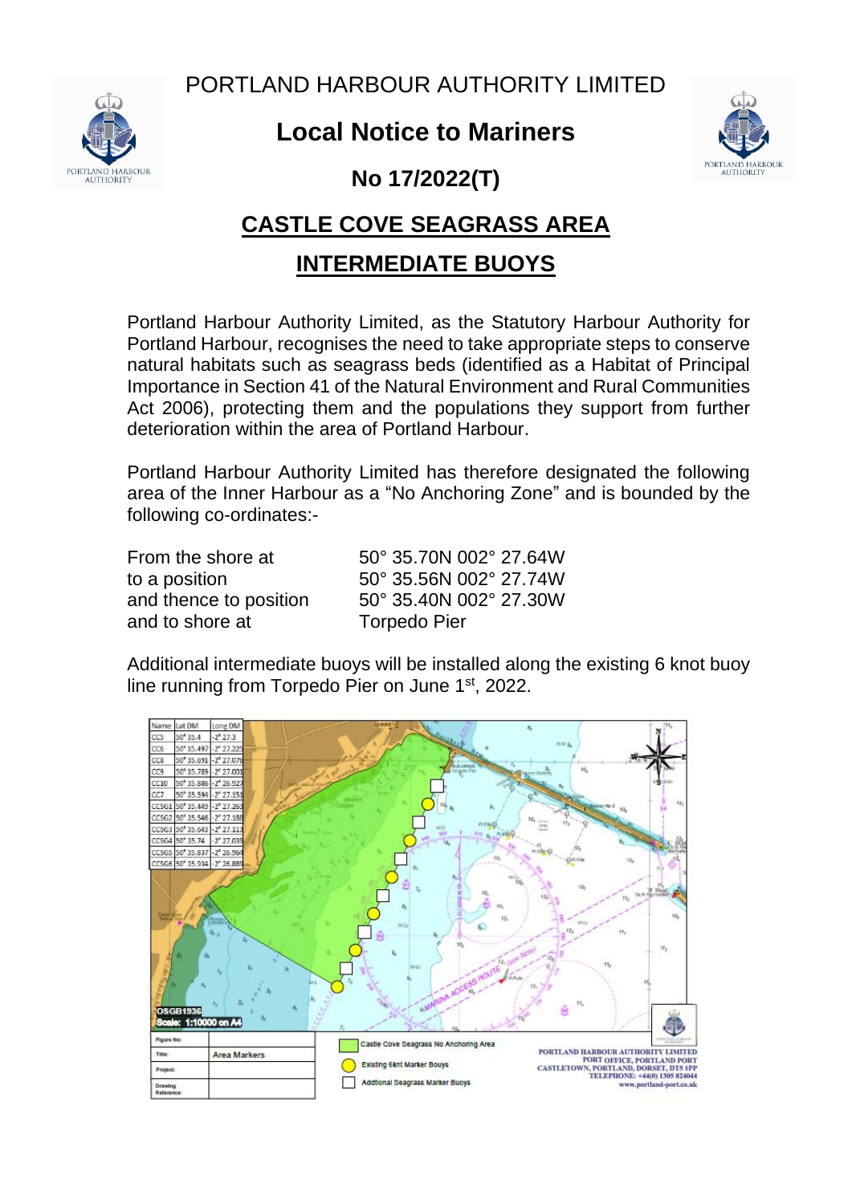PORTLAND HARBOUR AUTHORITY LIMITED

# Local Notice to Mariners

## No 17/2022(T)

## CASTLE COVE SEAGRASS AREA

## INTERMEDIATE BUOYS

Portland Harbour Authority Limited, as the Statutory Harbour Authority for Portland Harbour, recognises the need to take appropriate steps to conserve natural habitats such as seagrass beds (identified as a Habitat of Principal Importance in Section 41 of the Natural Environment and Rural Communities Act 2006), protecting them and the populations they support from further deterioration within the area of Portland Harbour.

Portland Harbour Authority Limited has therefore designated the following area of the Inner Harbour as a "No Anchoring Zone" and is bounded by the following co-ordinates:-

| | |
|---|---|
| From the shore at | 50° 35.70N 002° 27.64W |
| to a position | 50° 35.56N 002° 27.74W |
| and thence to position | 50° 35.40N 002° 27.30W |
| and to shore at | Torpedo Pier |

Additional intermediate buoys will be installed along the existing 6 knot buoy line running from Torpedo Pier on June 1st, 2022.

| Name | Lat DM | Long DM |
|---|---|---|
| CC5 | 50° 35.4 | -2° 27.3 |
| CC6 | 50° 35.497 | -2° 27.225 |
| CC8 | 50° 35.691 | -2° 27.076 |
| CC9 | 50° 35.789 | -2° 27.001 |
| CC10 | 50° 35.886 | -2° 26.927 |
| CC7 | 50° 35.594 | -2° 27.151 |
| CCSG1 | 50° 35.449 | -2° 27.263 |
| CCSG2 | 50° 35.546 | -2° 27.188 |
| CCSG3 | 50° 35.643 | -2° 27.113 |
| CCSG4 | 50° 35.74 | -2° 27.039 |
| CCSG5 | 50° 35.837 | -2° 26.964 |
| CCSG6 | 50° 35.934 | -2° 26.889 |

OSGB1936
Scale: 1:10000 on A4

- Castle Cove Seagrass No Anchoring Area
- Existing 6knt Marker Bouys
- Addtional Seagrass Marker Buoys

| | |
|---|---|
| Figure No: | |
| Title: | Area Markers |
| Project: | |
| Drawing Reference: | |

PORTLAND HARBOUR AUTHORITY LIMITED
PORT OFFICE, PORTLAND PORT
CASTLETOWN, PORTLAND, DORSET, DT5 1PP
TELEPHONE: +44(0) 1305 824044
www.portland-port.co.uk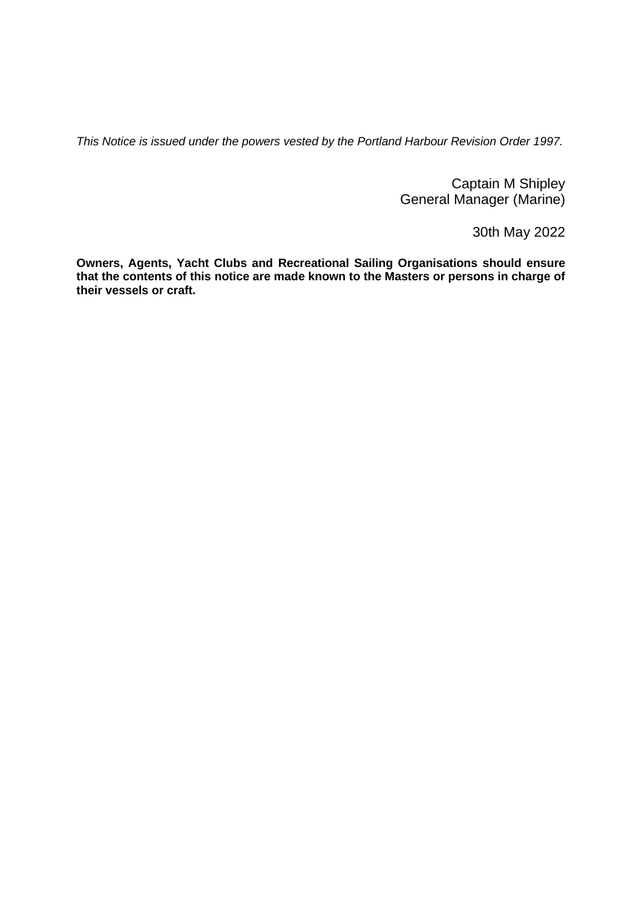*This Notice is issued under the powers vested by the Portland Harbour Revision Order 1997.*

Captain M Shipley
General Manager (Marine)

30th May 2022

**Owners, Agents, Yacht Clubs and Recreational Sailing Organisations should ensure that the contents of this notice are made known to the Masters or persons in charge of their vessels or craft.**